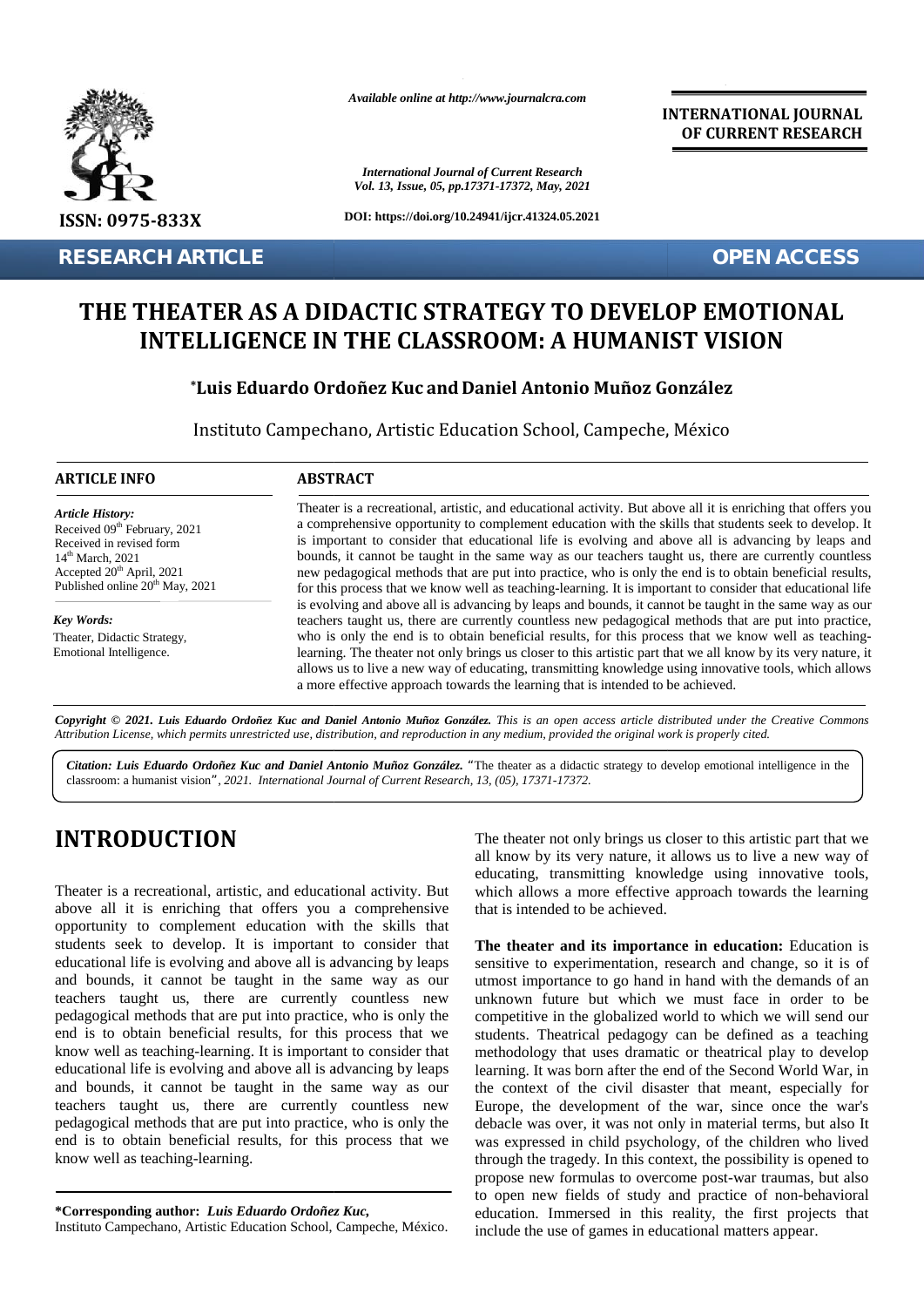Available online at http://www.journalcra.com

INTERNATIONAL JOURNAL OF CURRENT RESEARCH

International Journal of Current Research
Vol. 13, Issue, 05, pp.17371-17372, May, 2021

DOI: https://doi.org/10.24941/ijcr.41324.05.2021

ISSN: 0975-833X

RESEARCH ARTICLE

OPEN ACCESS

# THE THEATER AS A DIDACTIC STRATEGY TO DEVELOP EMOTIONAL INTELLIGENCE IN THE CLASSROOM: A HUMANIST VISION

**\*Luis Eduardo Ordoñez Kuc and Daniel Antonio Muñoz González**

Instituto Campechano, Artistic Education School, Campeche, México

## ARTICLE INFO

*Article History:*
Received 09th February, 2021
Received in revised form
14th March, 2021
Accepted 20th April, 2021
Published online 20th May, 2021

*Key Words:*
Theater, Didactic Strategy, Emotional Intelligence.

## ABSTRACT

Theater is a recreational, artistic, and educational activity. But above all it is enriching that offers you a comprehensive opportunity to complement education with the skills that students seek to develop. It is important to consider that educational life is evolving and above all is advancing by leaps and bounds, it cannot be taught in the same way as our teachers taught us, there are currently countless new pedagogical methods that are put into practice, who is only the end is to obtain beneficial results, for this process that we know well as teaching-learning. It is important to consider that educational life is evolving and above all is advancing by leaps and bounds, it cannot be taught in the same way as our teachers taught us, there are currently countless new pedagogical methods that are put into practice, who is only the end is to obtain beneficial results, for this process that we know well as teaching-learning. The theater not only brings us closer to this artistic part that we all know by its very nature, it allows us to live a new way of educating, transmitting knowledge using innovative tools, which allows a more effective approach towards the learning that is intended to be achieved.

***Copyright © 2021. Luis Eduardo Ordoñez Kuc and Daniel Antonio Muñoz González.*** *This is an open access article distributed under the Creative Commons Attribution License, which permits unrestricted use, distribution, and reproduction in any medium, provided the original work is properly cited.*

***Citation: Luis Eduardo Ordoñez Kuc and Daniel Antonio Muñoz González.*** "The theater as a didactic strategy to develop emotional intelligence in the classroom: a humanist vision", *2021. International Journal of Current Research, 13, (05), 17371-17372.*

# INTRODUCTION

Theater is a recreational, artistic, and educational activity. But above all it is enriching that offers you a comprehensive opportunity to complement education with the skills that students seek to develop. It is important to consider that educational life is evolving and above all is advancing by leaps and bounds, it cannot be taught in the same way as our teachers taught us, there are currently countless new pedagogical methods that are put into practice, who is only the end is to obtain beneficial results, for this process that we know well as teaching-learning. It is important to consider that educational life is evolving and above all is advancing by leaps and bounds, it cannot be taught in the same way as our teachers taught us, there are currently countless new pedagogical methods that are put into practice, who is only the end is to obtain beneficial results, for this process that we know well as teaching-learning.

\*Corresponding author: *Luis Eduardo Ordoñez Kuc,*
Instituto Campechano, Artistic Education School, Campeche, México.

The theater not only brings us closer to this artistic part that we all know by its very nature, it allows us to live a new way of educating, transmitting knowledge using innovative tools, which allows a more effective approach towards the learning that is intended to be achieved.

**The theater and its importance in education:** Education is sensitive to experimentation, research and change, so it is of utmost importance to go hand in hand with the demands of an unknown future but which we must face in order to be competitive in the globalized world to which we will send our students. Theatrical pedagogy can be defined as a teaching methodology that uses dramatic or theatrical play to develop learning. It was born after the end of the Second World War, in the context of the civil disaster that meant, especially for Europe, the development of the war, since once the war's debacle was over, it was not only in material terms, but also It was expressed in child psychology, of the children who lived through the tragedy. In this context, the possibility is opened to propose new formulas to overcome post-war traumas, but also to open new fields of study and practice of non-behavioral education. Immersed in this reality, the first projects that include the use of games in educational matters appear.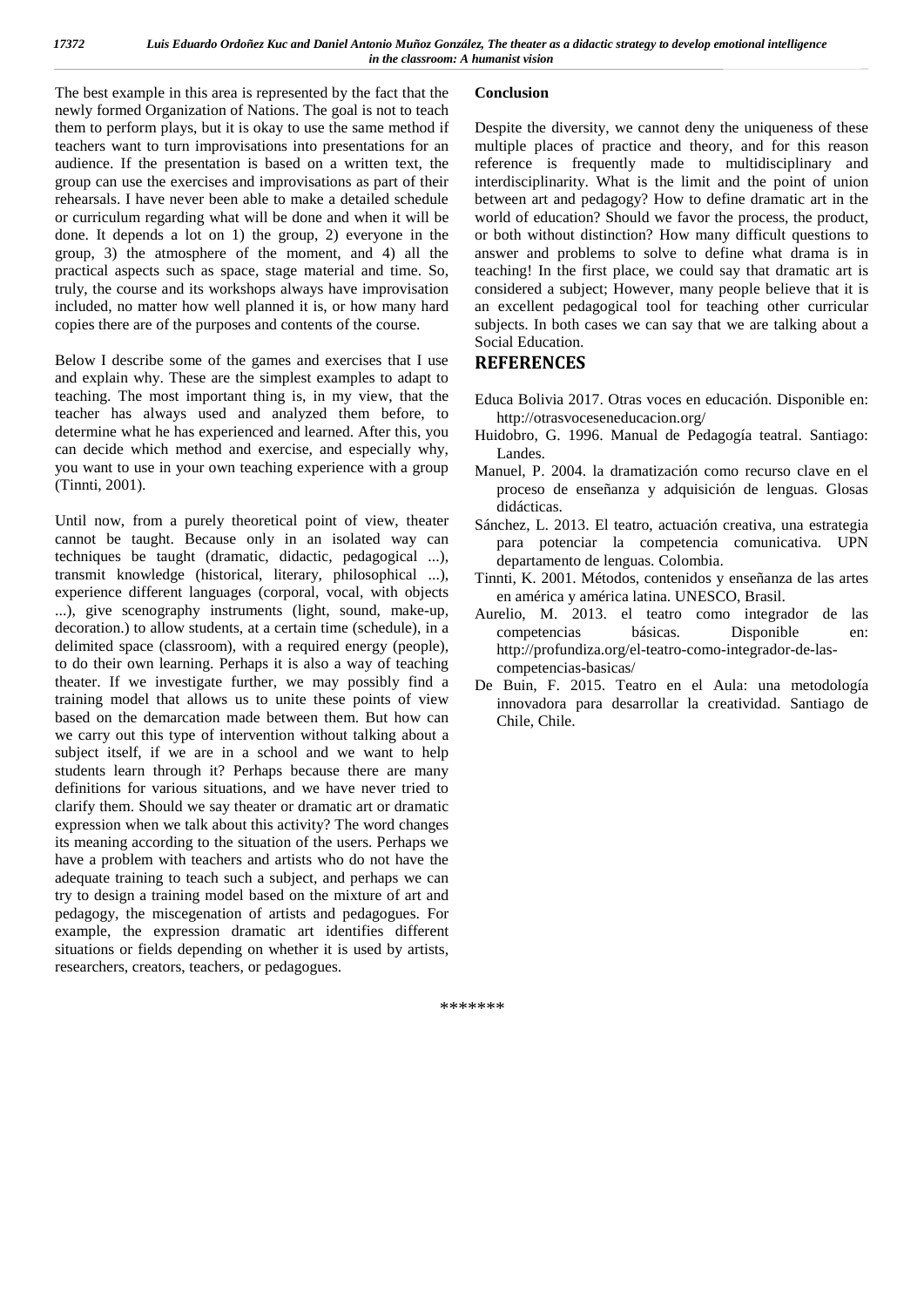The best example in this area is represented by the fact that the newly formed Organization of Nations. The goal is not to teach them to perform plays, but it is okay to use the same method if teachers want to turn improvisations into presentations for an audience. If the presentation is based on a written text, the group can use the exercises and improvisations as part of their rehearsals. I have never been able to make a detailed schedule or curriculum regarding what will be done and when it will be done. It depends a lot on 1) the group, 2) everyone in the group, 3) the atmosphere of the moment, and 4) all the practical aspects such as space, stage material and time. So, truly, the course and its workshops always have improvisation included, no matter how well planned it is, or how many hard copies there are of the purposes and contents of the course.

Below I describe some of the games and exercises that I use and explain why. These are the simplest examples to adapt to teaching. The most important thing is, in my view, that the teacher has always used and analyzed them before, to determine what he has experienced and learned. After this, you can decide which method and exercise, and especially why, you want to use in your own teaching experience with a group (Tinnti, 2001).

Until now, from a purely theoretical point of view, theater cannot be taught. Because only in an isolated way can techniques be taught (dramatic, didactic, pedagogical ...), transmit knowledge (historical, literary, philosophical ...), experience different languages (corporal, vocal, with objects ...), give scenography instruments (light, sound, make-up, decoration.) to allow students, at a certain time (schedule), in a delimited space (classroom), with a required energy (people), to do their own learning. Perhaps it is also a way of teaching theater. If we investigate further, we may possibly find a training model that allows us to unite these points of view based on the demarcation made between them. But how can we carry out this type of intervention without talking about a subject itself, if we are in a school and we want to help students learn through it? Perhaps because there are many definitions for various situations, and we have never tried to clarify them. Should we say theater or dramatic art or dramatic expression when we talk about this activity? The word changes its meaning according to the situation of the users. Perhaps we have a problem with teachers and artists who do not have the adequate training to teach such a subject, and perhaps we can try to design a training model based on the mixture of art and pedagogy, the miscegenation of artists and pedagogues. For example, the expression dramatic art identifies different situations or fields depending on whether it is used by artists, researchers, creators, teachers, or pedagogues.

## Conclusion

Despite the diversity, we cannot deny the uniqueness of these multiple places of practice and theory, and for this reason reference is frequently made to multidisciplinary and interdisciplinarity. What is the limit and the point of union between art and pedagogy? How to define dramatic art in the world of education? Should we favor the process, the product, or both without distinction? How many difficult questions to answer and problems to solve to define what drama is in teaching! In the first place, we could say that dramatic art is considered a subject; However, many people believe that it is an excellent pedagogical tool for teaching other curricular subjects. In both cases we can say that we are talking about a Social Education.

## REFERENCES

Educa Bolivia 2017. Otras voces en educación. Disponible en: http://otrasvoceseneducacion.org/

Huidobro, G. 1996. Manual de Pedagogía teatral. Santiago: Landes.

Manuel, P. 2004. la dramatización como recurso clave en el proceso de enseñanza y adquisición de lenguas. Glosas didácticas.

Sánchez, L. 2013. El teatro, actuación creativa, una estrategia para potenciar la competencia comunicativa. UPN departamento de lenguas. Colombia.

Tinnti, K. 2001. Métodos, contenidos y enseñanza de las artes en américa y américa latina. UNESCO, Brasil.

Aurelio, M. 2013. el teatro como integrador de las competencias básicas. Disponible en: http://profundiza.org/el-teatro-como-integrador-de-las-competencias-basicas/

De Buin, F. 2015. Teatro en el Aula: una metodología innovadora para desarrollar la creatividad. Santiago de Chile, Chile.

*******